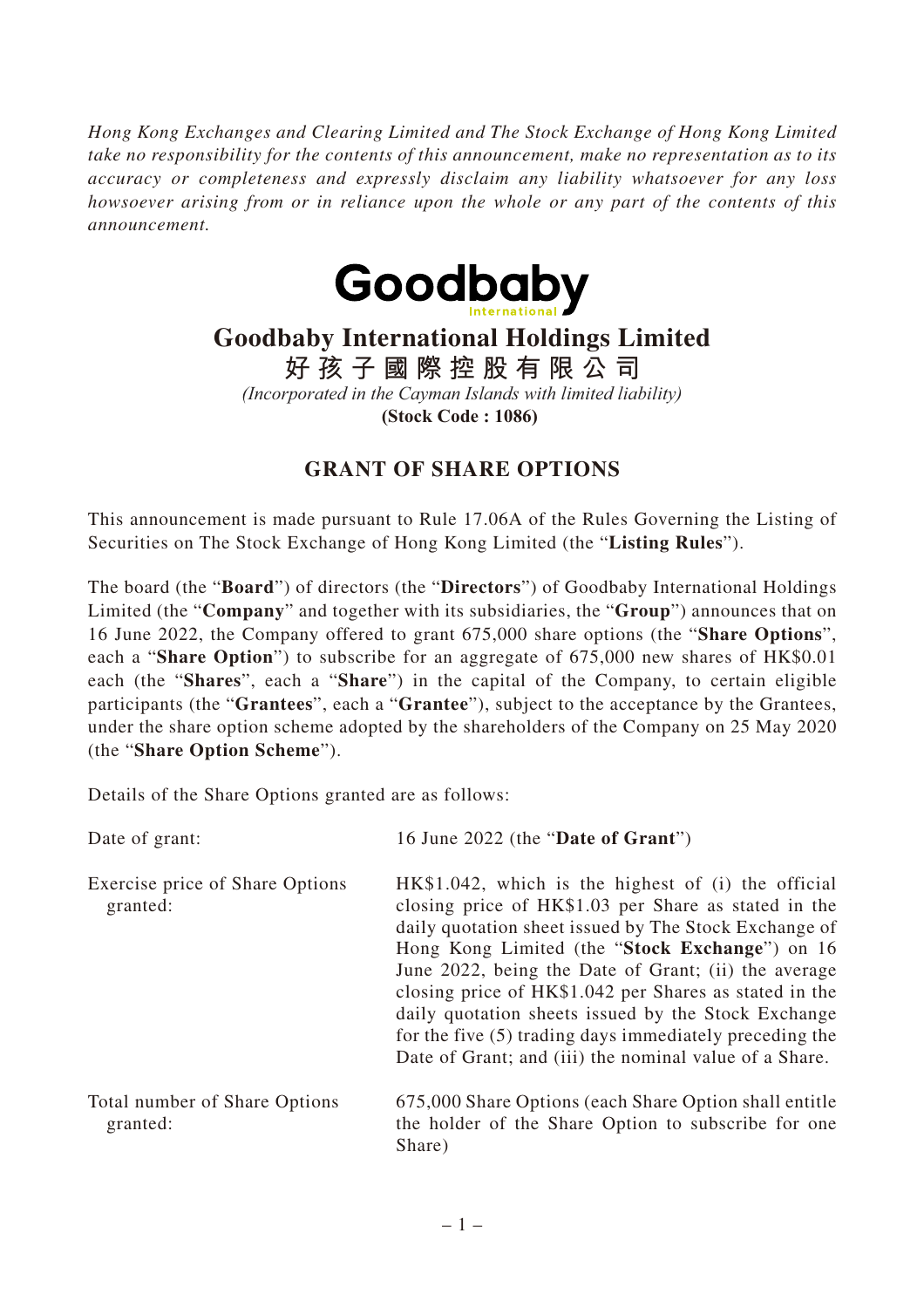*Hong Kong Exchanges and Clearing Limited and The Stock Exchange of Hong Kong Limited take no responsibility for the contents of this announcement, make no representation as to its accuracy or completeness and expressly disclaim any liability whatsoever for any loss howsoever arising from or in reliance upon the whole or any part of the contents of this announcement.*

# Goodbaby International Holdings Limited

# 好孩子國際控股有限公司

*(Incorporated in the Cayman Islands with limited liability)*

**(Stock Code : 1086)**

## GRANT OF SHARE OPTIONS

This announcement is made pursuant to Rule 17.06A of the Rules Governing the Listing of Securities on The Stock Exchange of Hong Kong Limited (the "**Listing Rules**").

The board (the "**Board**") of directors (the "**Directors**") of Goodbaby International Holdings Limited (the "**Company**" and together with its subsidiaries, the "**Group**") announces that on 16 June 2022, the Company offered to grant 675,000 share options (the "**Share Options**", each a "**Share Option**") to subscribe for an aggregate of 675,000 new shares of HK$0.01 each (the "**Shares**", each a "**Share**") in the capital of the Company, to certain eligible participants (the "**Grantees**", each a "**Grantee**"), subject to the acceptance by the Grantees, under the share option scheme adopted by the shareholders of the Company on 25 May 2020 (the "**Share Option Scheme**").

Details of the Share Options granted are as follows:

| | |
|---|---|
| Date of grant: | 16 June 2022 (the "**Date of Grant**") |
| Exercise price of Share Options granted: | HK$1.042, which is the highest of (i) the official closing price of HK$1.03 per Share as stated in the daily quotation sheet issued by The Stock Exchange of Hong Kong Limited (the "**Stock Exchange**") on 16 June 2022, being the Date of Grant; (ii) the average closing price of HK$1.042 per Shares as stated in the daily quotation sheets issued by the Stock Exchange for the five (5) trading days immediately preceding the Date of Grant; and (iii) the nominal value of a Share. |
| Total number of Share Options granted: | 675,000 Share Options (each Share Option shall entitle the holder of the Share Option to subscribe for one Share) |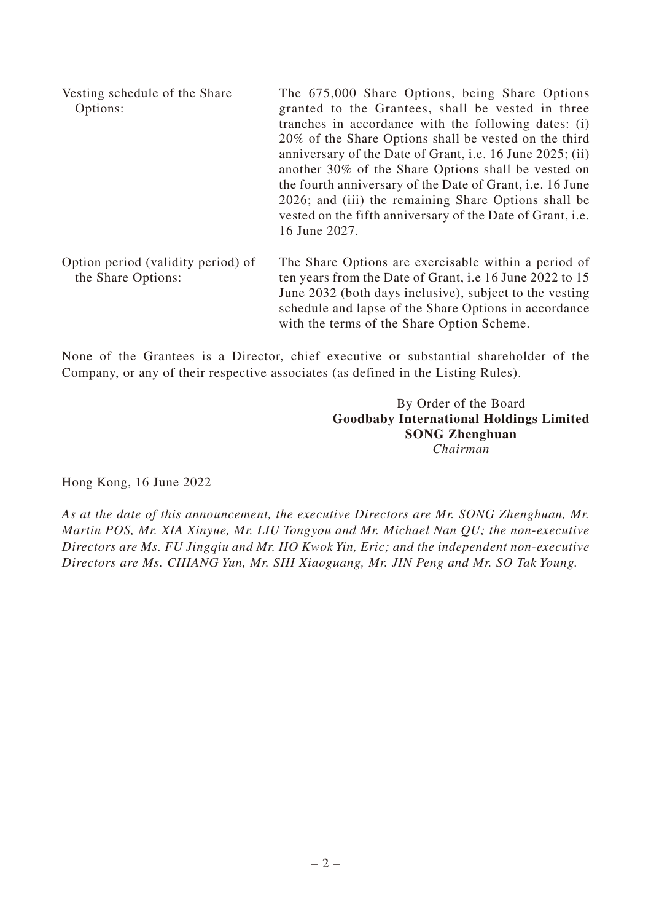| | |
|---|---|
| Vesting schedule of the Share Options: | The 675,000 Share Options, being Share Options granted to the Grantees, shall be vested in three tranches in accordance with the following dates: (i) 20% of the Share Options shall be vested on the third anniversary of the Date of Grant, i.e. 16 June 2025; (ii) another 30% of the Share Options shall be vested on the fourth anniversary of the Date of Grant, i.e. 16 June 2026; and (iii) the remaining Share Options shall be vested on the fifth anniversary of the Date of Grant, i.e. 16 June 2027. |
| Option period (validity period) of the Share Options: | The Share Options are exercisable within a period of ten years from the Date of Grant, i.e 16 June 2022 to 15 June 2032 (both days inclusive), subject to the vesting schedule and lapse of the Share Options in accordance with the terms of the Share Option Scheme. |

None of the Grantees is a Director, chief executive or substantial shareholder of the Company, or any of their respective associates (as defined in the Listing Rules).

By Order of the Board
**Goodbaby International Holdings Limited**
**SONG Zhenghuan**
*Chairman*

Hong Kong, 16 June 2022

*As at the date of this announcement, the executive Directors are Mr. SONG Zhenghuan, Mr. Martin POS, Mr. XIA Xinyue, Mr. LIU Tongyou and Mr. Michael Nan QU; the non-executive Directors are Ms. FU Jingqiu and Mr. HO Kwok Yin, Eric; and the independent non-executive Directors are Ms. CHIANG Yun, Mr. SHI Xiaoguang, Mr. JIN Peng and Mr. SO Tak Young.*